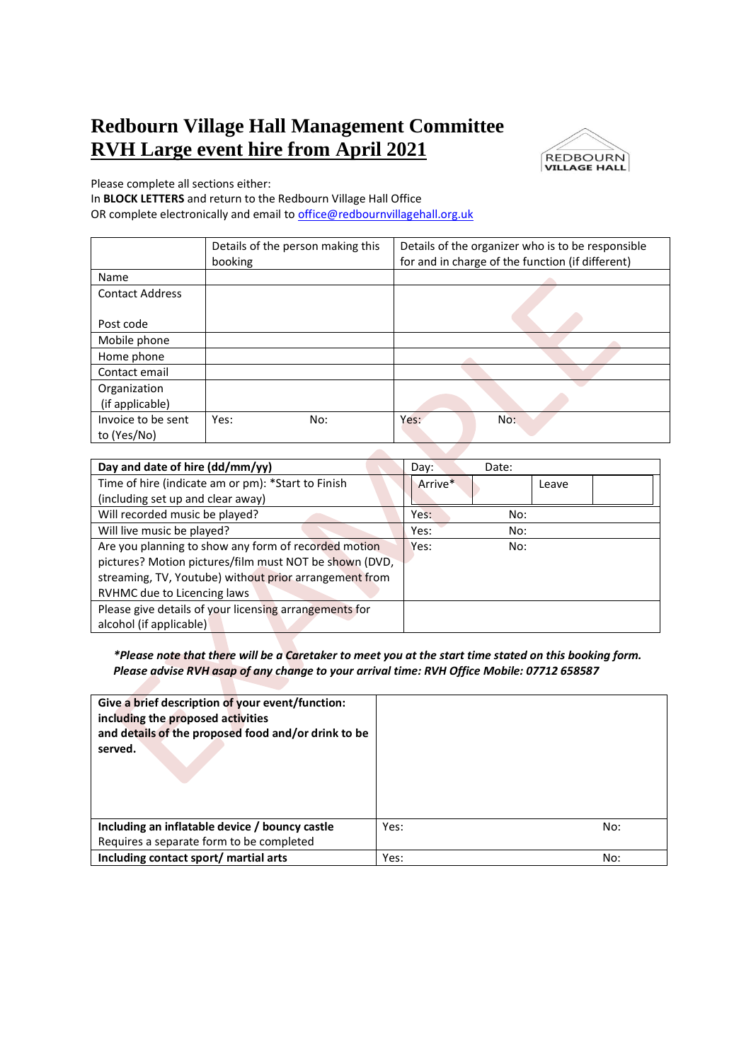# Redbourn Village Hall Management Committee
# RVH Large event hire from April 2021

Please complete all sections either:
In **BLOCK LETTERS** and return to the Redbourn Village Hall Office
OR complete electronically and email to office@redbournvillagehall.org.uk

| | Details of the person making this booking | Details of the organizer who is to be responsible for and in charge of the function (if different) |
|---|---|---|
| Name | | |
| Contact Address<br><br>Post code | | |
| Mobile phone | | |
| Home phone | | |
| Contact email | | |
| Organization (if applicable) | | |
| Invoice to be sent to (Yes/No) | Yes: No: | Yes: No: |

| | | | | |
|---|---|---|---|---|
| **Day and date of hire (dd/mm/yy)** | Day: Date: | | | |
| Time of hire (indicate am or pm): *Start to Finish (including set up and clear away) | Arrive* | | Leave | |
| Will recorded music be played? | Yes: No: | | | |
| Will live music be played? | Yes: No: | | | |
| Are you planning to show any form of recorded motion pictures? Motion pictures/film must NOT be shown (DVD, streaming, TV, Youtube) without prior arrangement from RVHMC due to Licencing laws | Yes: No: | | | |
| Please give details of your licensing arrangements for alcohol (if applicable) | | | | |

***Please note that there will be a Caretaker to meet you at the start time stated on this booking form. Please advise RVH asap of any change to your arrival time: RVH Office Mobile: 07712 658587***

| | | |
|---|---|---|
| **Give a brief description of your event/function: including the proposed activities and details of the proposed food and/or drink to be served.** | | |
| **Including an inflatable device / bouncy castle**<br>Requires a separate form to be completed | Yes: | No: |
| **Including contact sport/ martial arts** | Yes: | No: |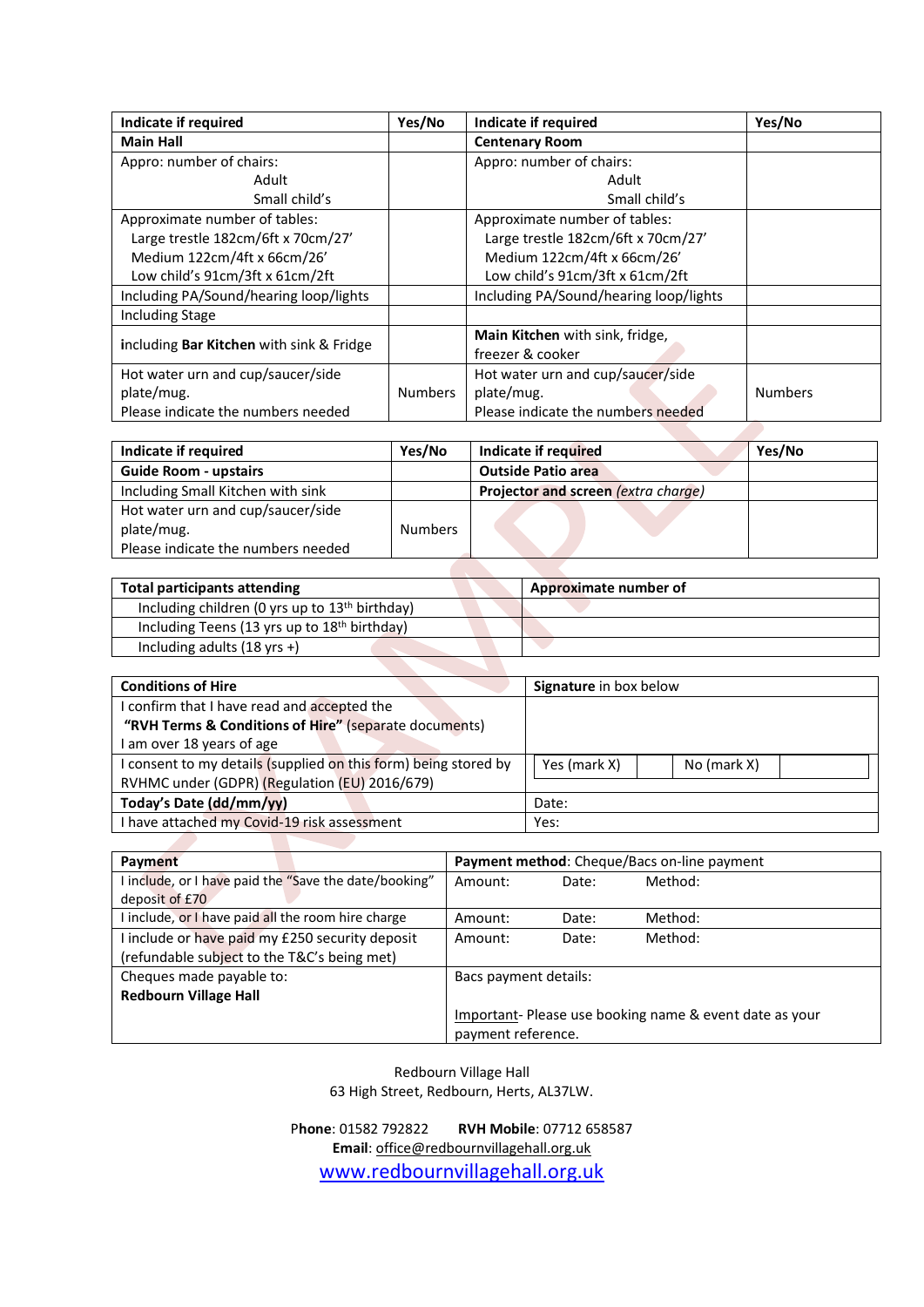| Indicate if required | Yes/No | Indicate if required | Yes/No |
|---|---|---|---|
| **Main Hall** | | **Centenary Room** | |
| Appro: number of chairs:<br>Adult<br>Small child's | | Appro: number of chairs:<br>Adult<br>Small child's | |
| Approximate number of tables:<br>Large trestle 182cm/6ft x 70cm/27'<br>Medium 122cm/4ft x 66cm/26'<br>Low child's 91cm/3ft x 61cm/2ft | | Approximate number of tables:<br>Large trestle 182cm/6ft x 70cm/27'<br>Medium 122cm/4ft x 66cm/26'<br>Low child's 91cm/3ft x 61cm/2ft | |
| Including PA/Sound/hearing loop/lights | | Including PA/Sound/hearing loop/lights | |
| Including Stage | | | |
| including **Bar Kitchen** with sink & Fridge | | **Main Kitchen** with sink, fridge, freezer & cooker | |
| Hot water urn and cup/saucer/side plate/mug.<br>Please indicate the numbers needed | Numbers | Hot water urn and cup/saucer/side plate/mug.<br>Please indicate the numbers needed | Numbers |

| Indicate if required | Yes/No | Indicate if required | Yes/No |
|---|---|---|---|
| **Guide Room - upstairs** | | **Outside Patio area** | |
| Including Small Kitchen with sink | | **Projector and screen** *(extra charge)* | |
| Hot water urn and cup/saucer/side plate/mug.<br>Please indicate the numbers needed | Numbers | | |

| Total participants attending | Approximate number of |
|---|---|
| Including children (0 yrs up to 13th birthday) | |
| Including Teens (13 yrs up to 18th birthday) | |
| Including adults (18 yrs +) | |

| Conditions of Hire | Signature in box below | | | |
|---|---|---|---|---|
| I confirm that I have read and accepted the **"RVH Terms & Conditions of Hire"** (separate documents)<br>I am over 18 years of age | | | | |
| I consent to my details (supplied on this form) being stored by RVHMC under (GDPR) (Regulation (EU) 2016/679) | Yes (mark X) | | No (mark X) | |
| **Today's Date (dd/mm/yy)** | Date: | | | |
| I have attached my Covid-19 risk assessment | Yes: | | | |

| Payment | Payment method: Cheque/Bacs on-line payment | | |
|---|---|---|---|
| I include, or I have paid the "Save the date/booking" deposit of £70 | Amount: | Date: | Method: |
| I include, or I have paid all the room hire charge | Amount: | Date: | Method: |
| I include or have paid my £250 security deposit (refundable subject to the T&C's being met) | Amount: | Date: | Method: |
| Cheques made payable to:<br>**Redbourn Village Hall** | Bacs payment details:<br><br>Important- Please use booking name & event date as your payment reference. | | |

Redbourn Village Hall
63 High Street, Redbourn, Herts, AL37LW.

**Phone**: 01582 792822 **RVH Mobile**: 07712 658587
**Email**: office@redbournvillagehall.org.uk
www.redbournvillagehall.org.uk